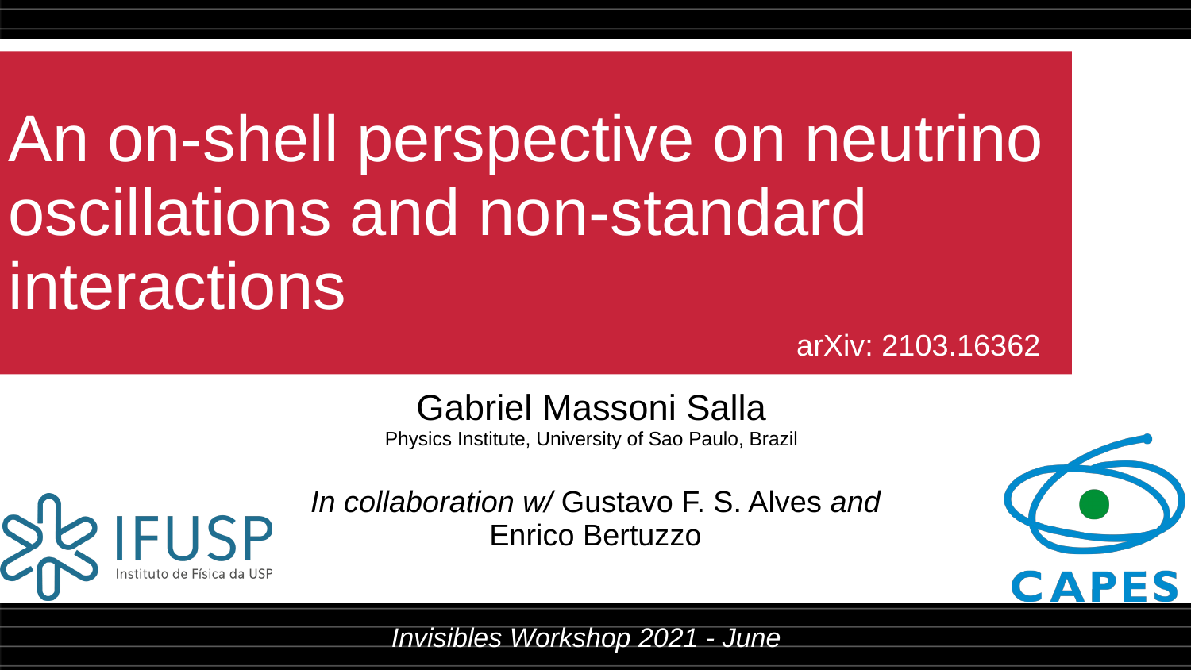# An on-shell perspective on neutrino oscillations and non-standard interactions

arXiv: 2103.16362

Gabriel Massoni Salla

Physics Institute, University of Sao Paulo, Brazil

*In collaboration w/* Gustavo F. S. Alves *and* Enrico Bertuzzo

IFUSP Instituto de Física da USP

CAPES

*Invisibles Workshop 2021 - June*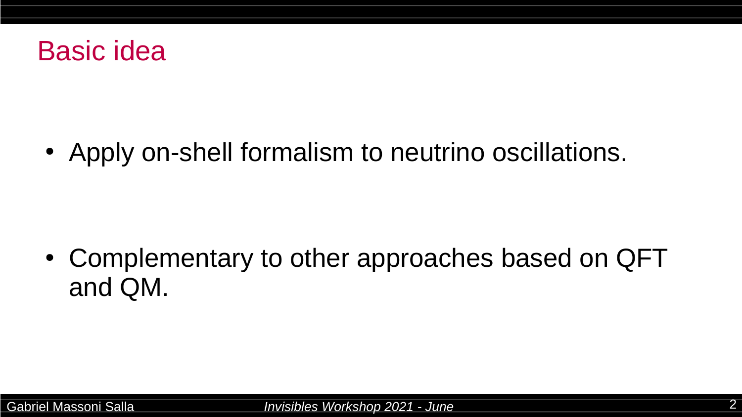# Basic idea

- Apply on-shell formalism to neutrino oscillations.

- Complementary to other approaches based on QFT and QM.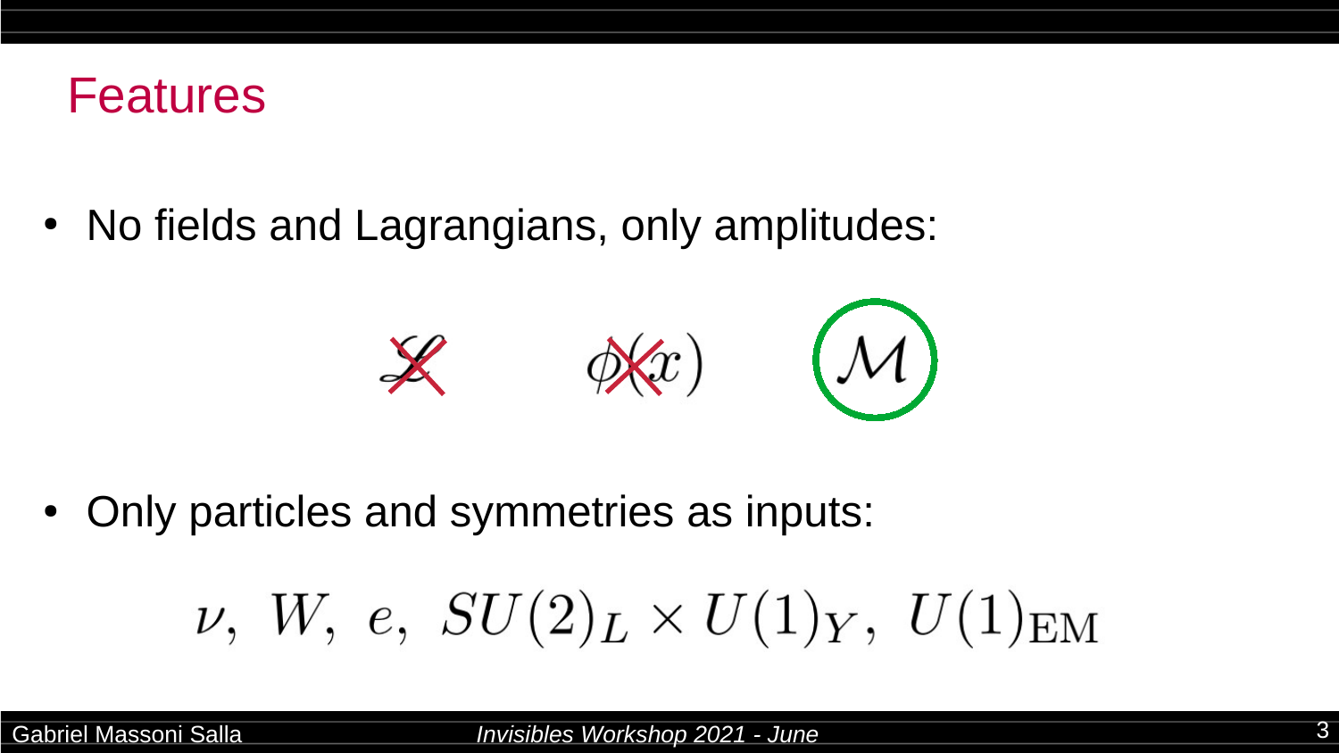# Features

- No fields and Lagrangians, only amplitudes:

$$\mathscr{L} \qquad \phi(x) \qquad \mathcal{M}$$

- Only particles and symmetries as inputs:

$$\nu,\ W,\ e,\ SU(2)_L \times U(1)_Y,\ U(1)_{\text{EM}}$$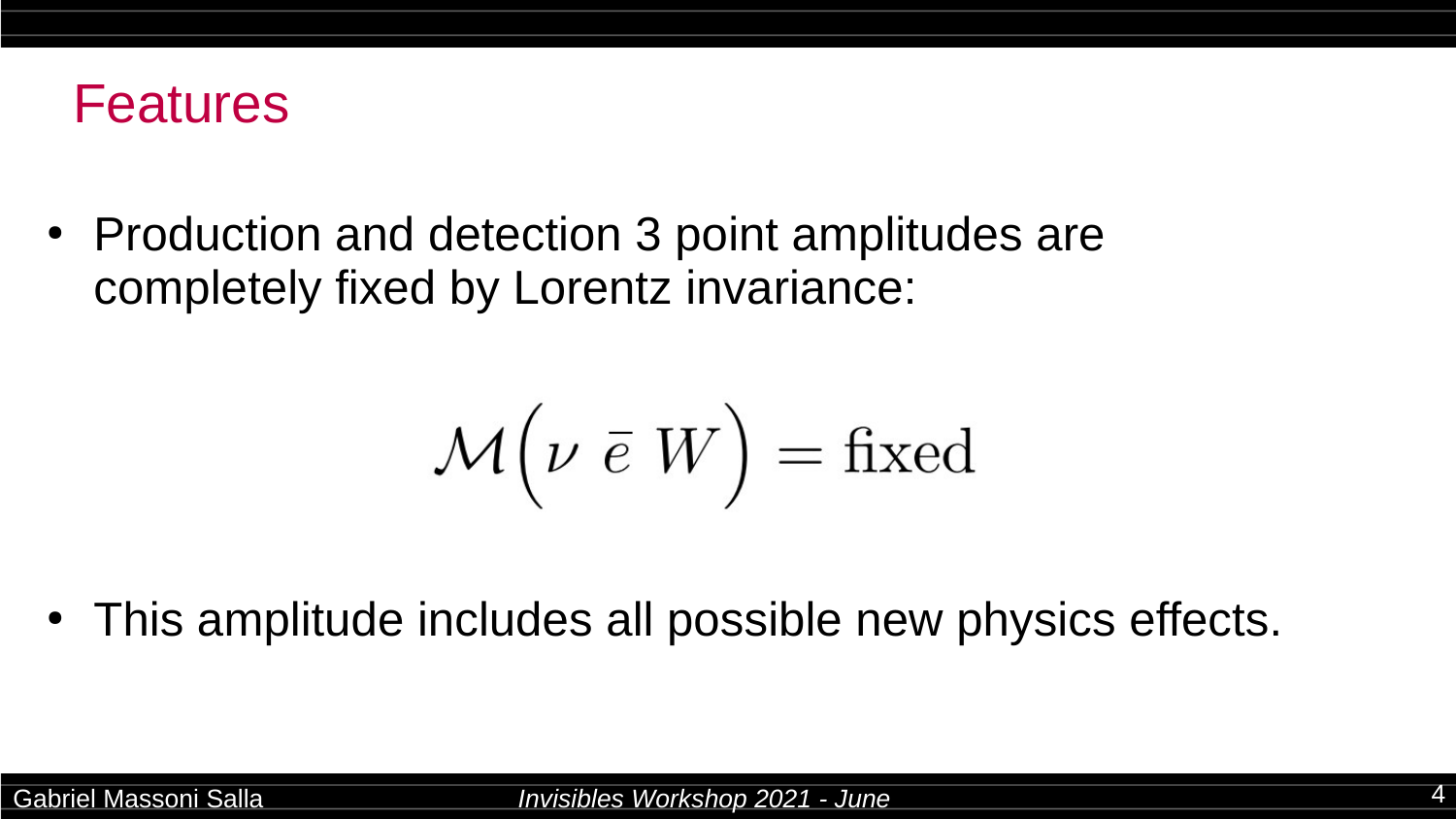## Features

- Production and detection 3 point amplitudes are completely fixed by Lorentz invariance:

$$\mathcal{M}\Big(\nu \; \bar{e} \; W\Big) = \text{fixed}$$

- This amplitude includes all possible new physics effects.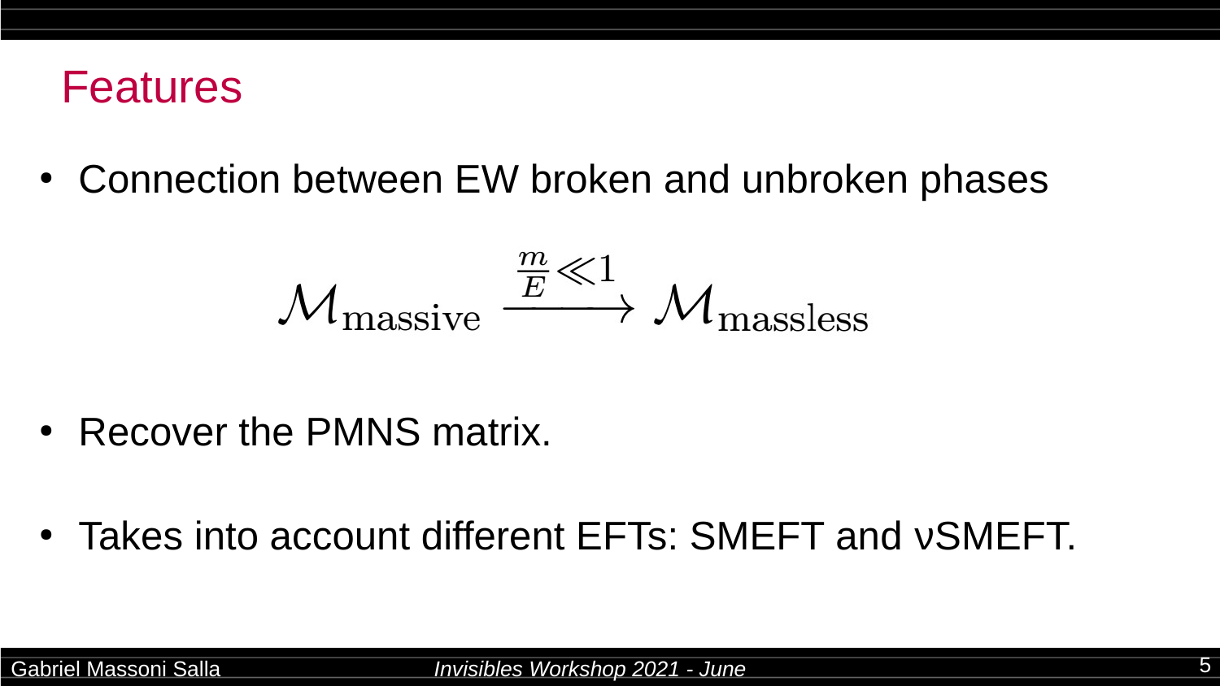## Features

- Connection between EW broken and unbroken phases

$$\mathcal{M}_{\text{massive}} \xrightarrow{\frac{m}{E} \ll 1} \mathcal{M}_{\text{massless}}$$

- Recover the PMNS matrix.
- Takes into account different EFTs: SMEFT and νSMEFT.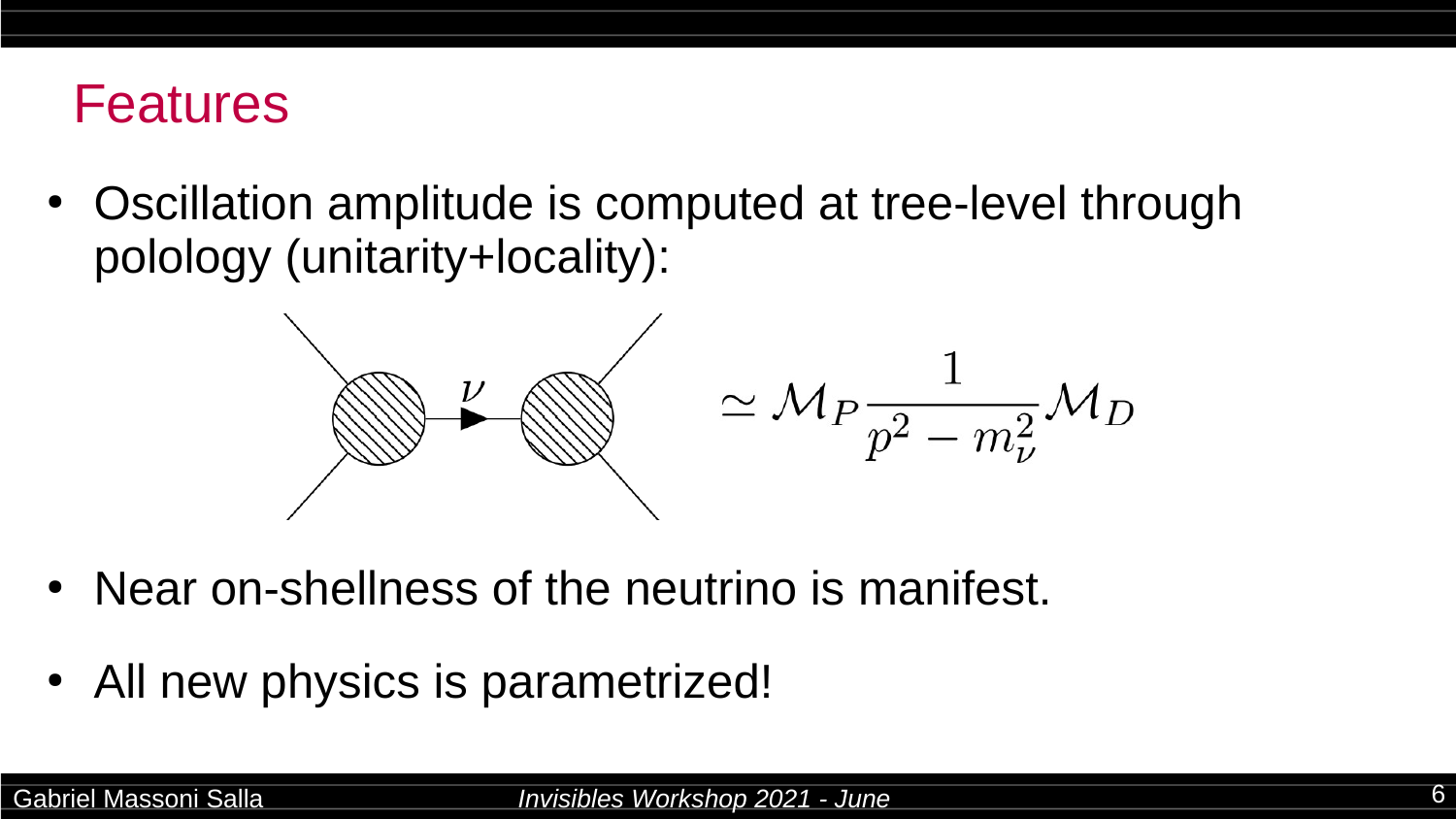## Features

- Oscillation amplitude is computed at tree-level through polology (unitarity+locality):

$$\simeq \mathcal{M}_P \frac{1}{p^2 - m_\nu^2} \mathcal{M}_D$$

- Near on-shellness of the neutrino is manifest.

- All new physics is parametrized!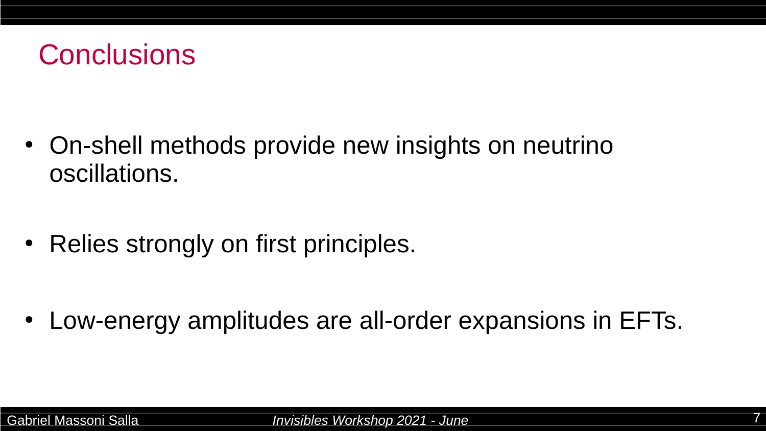# Conclusions

- On-shell methods provide new insights on neutrino oscillations.

- Relies strongly on first principles.

- Low-energy amplitudes are all-order expansions in EFTs.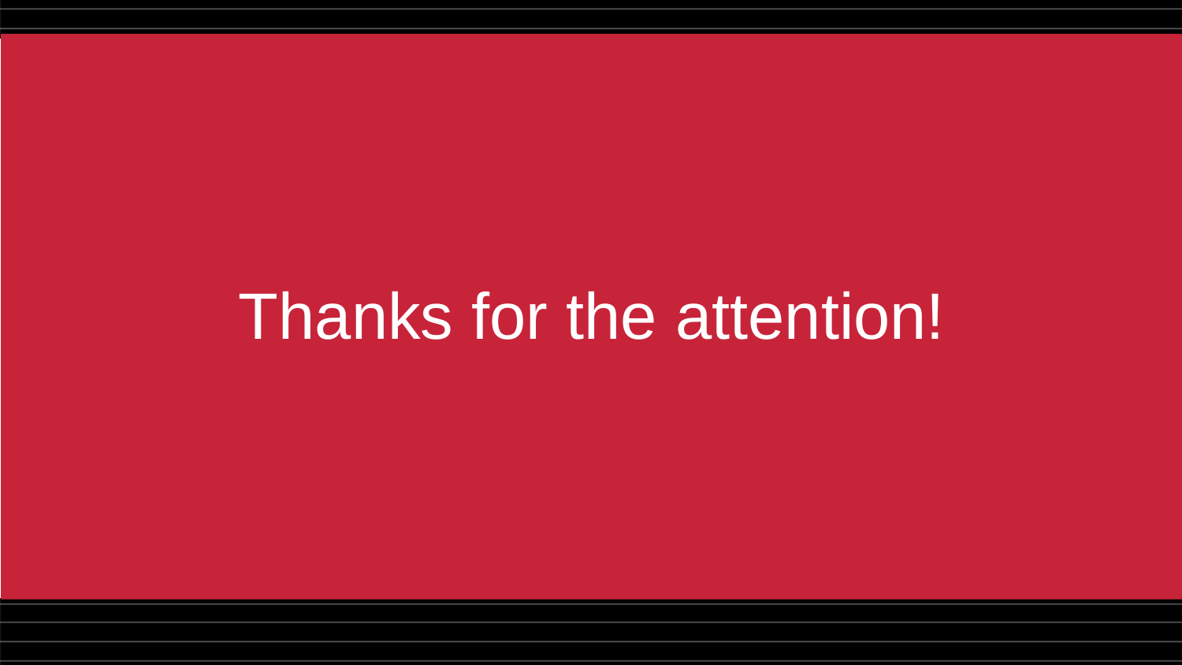Thanks for the attention!